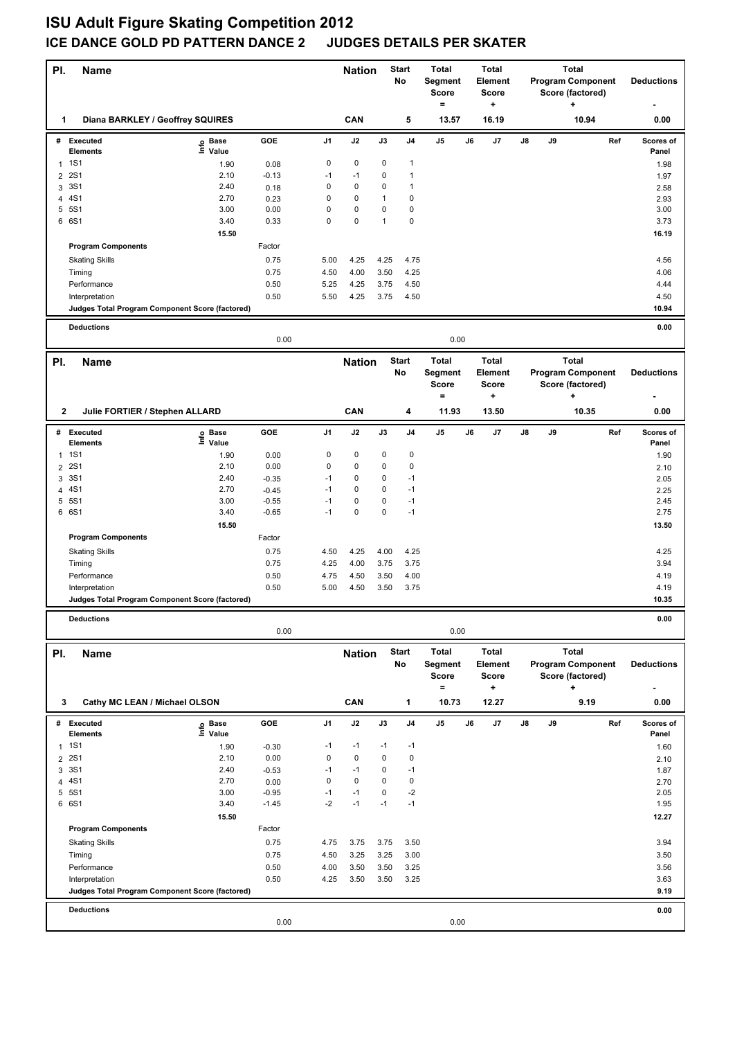# ISU Adult Figure Skating Competition 2012

## ICE DANCE GOLD PD PATTERN DANCE 2 JUDGES DETAILS PER SKATER

| Pl. | Name | Nation | Start No | Total Segment Score = | Total Element Score + | Total Program Component Score (factored) + | Deductions - |
|---|---|---|---|---|---|---|---|
| 1 | Diana BARKLEY / Geoffrey SQUIRES | CAN | 5 | 13.57 | 16.19 | 10.94 | 0.00 |

| # | Executed Elements | Info | Base Value | GOE | J1 | J2 | J3 | J4 | J5 | J6 | J7 | J8 | J9 | Ref | Scores of Panel |
|---|---|---|---|---|---|---|---|---|---|---|---|---|---|---|---|
| 1 | 1S1 | | 1.90 | 0.08 | 0 | 0 | 0 | 1 | | | | | | | 1.98 |
| 2 | 2S1 | | 2.10 | -0.13 | -1 | -1 | 0 | 1 | | | | | | | 1.97 |
| 3 | 3S1 | | 2.40 | 0.18 | 0 | 0 | 0 | 1 | | | | | | | 2.58 |
| 4 | 4S1 | | 2.70 | 0.23 | 0 | 0 | 1 | 0 | | | | | | | 2.93 |
| 5 | 5S1 | | 3.00 | 0.00 | 0 | 0 | 0 | 0 | | | | | | | 3.00 |
| 6 | 6S1 | | 3.40 | 0.33 | 0 | 0 | 1 | 0 | | | | | | | 3.73 |
| | | | 15.50 | | | | | | | | | | | | 16.19 |
| | **Program Components** | | | Factor | | | | | | | | | | | |
| | Skating Skills | | | 0.75 | 5.00 | 4.25 | 4.25 | 4.75 | | | | | | | 4.56 |
| | Timing | | | 0.75 | 4.50 | 4.00 | 3.50 | 4.25 | | | | | | | 4.06 |
| | Performance | | | 0.50 | 5.25 | 4.25 | 3.75 | 4.50 | | | | | | | 4.44 |
| | Interpretation | | | 0.50 | 5.50 | 4.25 | 3.75 | 4.50 | | | | | | | 4.50 |
| | **Judges Total Program Component Score (factored)** | | | | | | | | | | | | | | 10.94 |
| | **Deductions** | | | 0.00 | | | | | 0.00 | | | | | | 0.00 |

| Pl. | Name | Nation | Start No | Total Segment Score = | Total Element Score + | Total Program Component Score (factored) + | Deductions - |
|---|---|---|---|---|---|---|---|
| 2 | Julie FORTIER / Stephen ALLARD | CAN | 4 | 11.93 | 13.50 | 10.35 | 0.00 |

| # | Executed Elements | Info | Base Value | GOE | J1 | J2 | J3 | J4 | J5 | J6 | J7 | J8 | J9 | Ref | Scores of Panel |
|---|---|---|---|---|---|---|---|---|---|---|---|---|---|---|---|
| 1 | 1S1 | | 1.90 | 0.00 | 0 | 0 | 0 | 0 | | | | | | | 1.90 |
| 2 | 2S1 | | 2.10 | 0.00 | 0 | 0 | 0 | 0 | | | | | | | 2.10 |
| 3 | 3S1 | | 2.40 | -0.35 | -1 | 0 | 0 | -1 | | | | | | | 2.05 |
| 4 | 4S1 | | 2.70 | -0.45 | -1 | 0 | 0 | -1 | | | | | | | 2.25 |
| 5 | 5S1 | | 3.00 | -0.55 | -1 | 0 | 0 | -1 | | | | | | | 2.45 |
| 6 | 6S1 | | 3.40 | -0.65 | -1 | 0 | 0 | -1 | | | | | | | 2.75 |
| | | | 15.50 | | | | | | | | | | | | 13.50 |
| | **Program Components** | | | Factor | | | | | | | | | | | |
| | Skating Skills | | | 0.75 | 4.50 | 4.25 | 4.00 | 4.25 | | | | | | | 4.25 |
| | Timing | | | 0.75 | 4.25 | 4.00 | 3.75 | 3.75 | | | | | | | 3.94 |
| | Performance | | | 0.50 | 4.75 | 4.50 | 3.50 | 4.00 | | | | | | | 4.19 |
| | Interpretation | | | 0.50 | 5.00 | 4.50 | 3.50 | 3.75 | | | | | | | 4.19 |
| | **Judges Total Program Component Score (factored)** | | | | | | | | | | | | | | 10.35 |
| | **Deductions** | | | 0.00 | | | | | 0.00 | | | | | | 0.00 |

| Pl. | Name | Nation | Start No | Total Segment Score = | Total Element Score + | Total Program Component Score (factored) + | Deductions - |
|---|---|---|---|---|---|---|---|
| 3 | Cathy MC LEAN / Michael OLSON | CAN | 1 | 10.73 | 12.27 | 9.19 | 0.00 |

| # | Executed Elements | Info | Base Value | GOE | J1 | J2 | J3 | J4 | J5 | J6 | J7 | J8 | J9 | Ref | Scores of Panel |
|---|---|---|---|---|---|---|---|---|---|---|---|---|---|---|---|
| 1 | 1S1 | | 1.90 | -0.30 | -1 | -1 | -1 | -1 | | | | | | | 1.60 |
| 2 | 2S1 | | 2.10 | 0.00 | 0 | 0 | 0 | 0 | | | | | | | 2.10 |
| 3 | 3S1 | | 2.40 | -0.53 | -1 | -1 | 0 | -1 | | | | | | | 1.87 |
| 4 | 4S1 | | 2.70 | 0.00 | 0 | 0 | 0 | 0 | | | | | | | 2.70 |
| 5 | 5S1 | | 3.00 | -0.95 | -1 | -1 | 0 | -2 | | | | | | | 2.05 |
| 6 | 6S1 | | 3.40 | -1.45 | -2 | -1 | -1 | -1 | | | | | | | 1.95 |
| | | | 15.50 | | | | | | | | | | | | 12.27 |
| | **Program Components** | | | Factor | | | | | | | | | | | |
| | Skating Skills | | | 0.75 | 4.75 | 3.75 | 3.75 | 3.50 | | | | | | | 3.94 |
| | Timing | | | 0.75 | 4.50 | 3.25 | 3.25 | 3.00 | | | | | | | 3.50 |
| | Performance | | | 0.50 | 4.00 | 3.50 | 3.50 | 3.25 | | | | | | | 3.56 |
| | Interpretation | | | 0.50 | 4.25 | 3.50 | 3.50 | 3.25 | | | | | | | 3.63 |
| | **Judges Total Program Component Score (factored)** | | | | | | | | | | | | | | 9.19 |
| | **Deductions** | | | 0.00 | | | | | 0.00 | | | | | | 0.00 |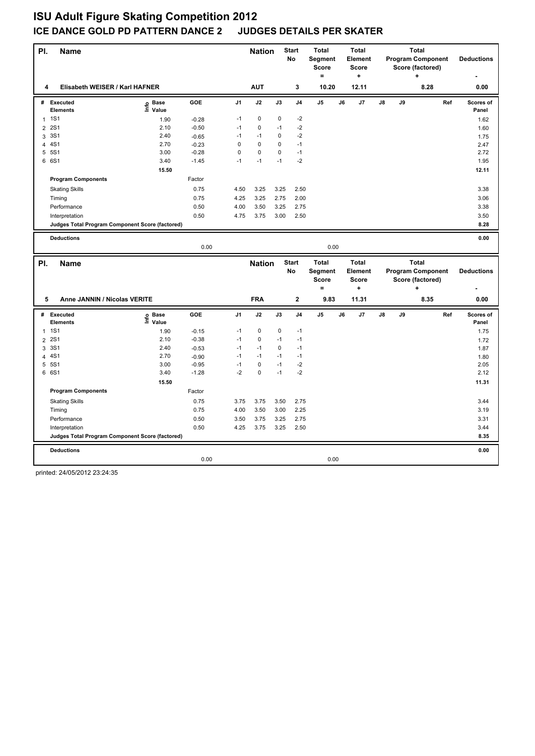# ISU Adult Figure Skating Competition 2012

## ICE DANCE GOLD PD PATTERN DANCE 2 JUDGES DETAILS PER SKATER

| Pl. | Name | Nation | Start No | Total Segment Score = | Total Element Score + | Total Program Component Score (factored) + | Deductions - |
|---|---|---|---|---|---|---|---|
| 4 | Elisabeth WEISER / Karl HAFNER | AUT | 3 | 10.20 | 12.11 | 8.28 | 0.00 |

| # | Executed Elements | Info | Base Value | GOE | J1 | J2 | J3 | J4 | J5 | J6 | J7 | J8 | J9 | Ref | Scores of Panel |
|---|---|---|---|---|---|---|---|---|---|---|---|---|---|---|---|
| 1 | 1S1 | | 1.90 | -0.28 | -1 | 0 | 0 | -2 | | | | | | | 1.62 |
| 2 | 2S1 | | 2.10 | -0.50 | -1 | 0 | -1 | -2 | | | | | | | 1.60 |
| 3 | 3S1 | | 2.40 | -0.65 | -1 | -1 | 0 | -2 | | | | | | | 1.75 |
| 4 | 4S1 | | 2.70 | -0.23 | 0 | 0 | 0 | -1 | | | | | | | 2.47 |
| 5 | 5S1 | | 3.00 | -0.28 | 0 | 0 | 0 | -1 | | | | | | | 2.72 |
| 6 | 6S1 | | 3.40 | -1.45 | -1 | -1 | -1 | -2 | | | | | | | 1.95 |
| | | | 15.50 | | | | | | | | | | | | 12.11 |
| | **Program Components** | | | Factor | | | | | | | | | | | |
| | Skating Skills | | | 0.75 | 4.50 | 3.25 | 3.25 | 2.50 | | | | | | | 3.38 |
| | Timing | | | 0.75 | 4.25 | 3.25 | 2.75 | 2.00 | | | | | | | 3.06 |
| | Performance | | | 0.50 | 4.00 | 3.50 | 3.25 | 2.75 | | | | | | | 3.38 |
| | Interpretation | | | 0.50 | 4.75 | 3.75 | 3.00 | 2.50 | | | | | | | 3.50 |
| | **Judges Total Program Component Score (factored)** | | | | | | | | | | | | | | 8.28 |
| | **Deductions** | | | 0.00 | | | | | 0.00 | | | | | | 0.00 |

| Pl. | Name | Nation | Start No | Total Segment Score = | Total Element Score + | Total Program Component Score (factored) + | Deductions - |
|---|---|---|---|---|---|---|---|
| 5 | Anne JANNIN / Nicolas VERITE | FRA | 2 | 9.83 | 11.31 | 8.35 | 0.00 |

| # | Executed Elements | Info | Base Value | GOE | J1 | J2 | J3 | J4 | J5 | J6 | J7 | J8 | J9 | Ref | Scores of Panel |
|---|---|---|---|---|---|---|---|---|---|---|---|---|---|---|---|
| 1 | 1S1 | | 1.90 | -0.15 | -1 | 0 | 0 | -1 | | | | | | | 1.75 |
| 2 | 2S1 | | 2.10 | -0.38 | -1 | 0 | -1 | -1 | | | | | | | 1.72 |
| 3 | 3S1 | | 2.40 | -0.53 | -1 | -1 | 0 | -1 | | | | | | | 1.87 |
| 4 | 4S1 | | 2.70 | -0.90 | -1 | -1 | -1 | -1 | | | | | | | 1.80 |
| 5 | 5S1 | | 3.00 | -0.95 | -1 | 0 | -1 | -2 | | | | | | | 2.05 |
| 6 | 6S1 | | 3.40 | -1.28 | -2 | 0 | -1 | -2 | | | | | | | 2.12 |
| | | | 15.50 | | | | | | | | | | | | 11.31 |
| | **Program Components** | | | Factor | | | | | | | | | | | |
| | Skating Skills | | | 0.75 | 3.75 | 3.75 | 3.50 | 2.75 | | | | | | | 3.44 |
| | Timing | | | 0.75 | 4.00 | 3.50 | 3.00 | 2.25 | | | | | | | 3.19 |
| | Performance | | | 0.50 | 3.50 | 3.75 | 3.25 | 2.75 | | | | | | | 3.31 |
| | Interpretation | | | 0.50 | 4.25 | 3.75 | 3.25 | 2.50 | | | | | | | 3.44 |
| | **Judges Total Program Component Score (factored)** | | | | | | | | | | | | | | 8.35 |
| | **Deductions** | | | 0.00 | | | | | 0.00 | | | | | | 0.00 |

printed: 24/05/2012 23:24:35